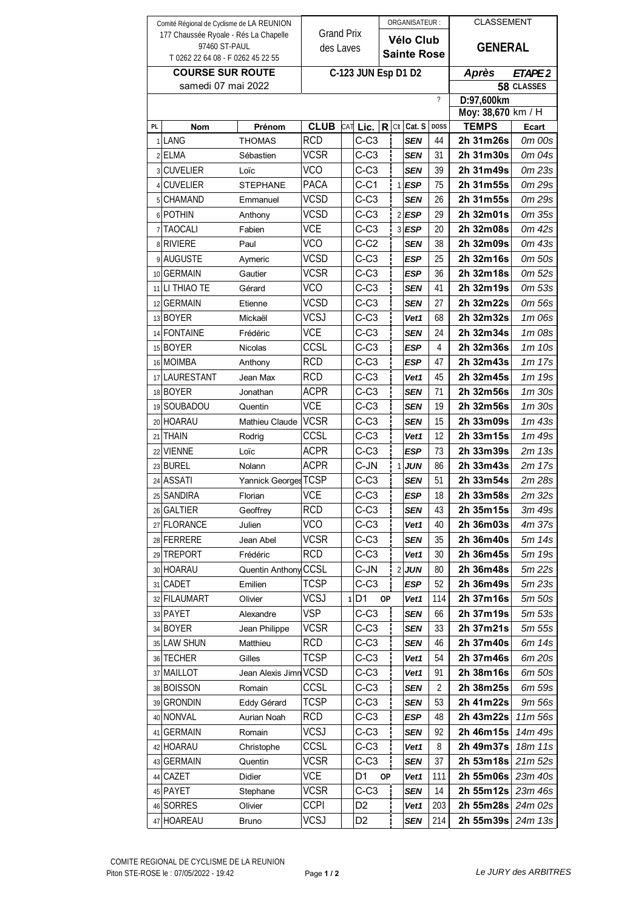Comité Régional de Cyclisme de LA REUNION
177 Chaussée Ryoale - Rés La Chapelle
97460 ST-PAUL
T 0262 22 64 08 - F 0262 45 22 55

**Grand Prix des Laves**

ORGANISATEUR : **Vélo Club Sainte Rose**

CLASSEMENT **GENERAL**

**COURSE SUR ROUTE**
samedi 07 mai 2022

**C-123 JUN Esp D1 D2**

***Après ETAPE 2***

**58** CLASSES

?

**D:97,600km**

**Moy: 38,670** km / H

| PL | Nom | Prénom | CLUB | CAT | Lic. | R | Clt | Cat. S | DOSS | TEMPS | Ecart |
|---|---|---|---|---|---|---|---|---|---|---|---|
| 1 | LANG | THOMAS | RCD | | C-C3 | | | SEN | 44 | 2h 31m26s | 0m 00s |
| 2 | ELMA | Sébastien | VCSR | | C-C3 | | | SEN | 31 | 2h 31m30s | 0m 04s |
| 3 | CUVELIER | Loïc | VCO | | C-C3 | | | SEN | 39 | 2h 31m49s | 0m 23s |
| 4 | CUVELIER | STEPHANE | PACA | | C-C1 | | 1 | ESP | 75 | 2h 31m55s | 0m 29s |
| 5 | CHAMAND | Emmanuel | VCSD | | C-C3 | | | SEN | 26 | 2h 31m55s | 0m 29s |
| 6 | POTHIN | Anthony | VCSD | | C-C3 | | 2 | ESP | 29 | 2h 32m01s | 0m 35s |
| 7 | TAOCALI | Fabien | VCE | | C-C3 | | 3 | ESP | 20 | 2h 32m08s | 0m 42s |
| 8 | RIVIERE | Paul | VCO | | C-C2 | | | SEN | 38 | 2h 32m09s | 0m 43s |
| 9 | AUGUSTE | Aymeric | VCSD | | C-C3 | | | ESP | 25 | 2h 32m16s | 0m 50s |
| 10 | GERMAIN | Gautier | VCSR | | C-C3 | | | ESP | 36 | 2h 32m18s | 0m 52s |
| 11 | LI THIAO TE | Gérard | VCO | | C-C3 | | | SEN | 41 | 2h 32m19s | 0m 53s |
| 12 | GERMAIN | Etienne | VCSD | | C-C3 | | | SEN | 27 | 2h 32m22s | 0m 56s |
| 13 | BOYER | Mickaël | VCSJ | | C-C3 | | | Vet1 | 68 | 2h 32m32s | 1m 06s |
| 14 | FONTAINE | Frédéric | VCE | | C-C3 | | | SEN | 24 | 2h 32m34s | 1m 08s |
| 15 | BOYER | Nicolas | CCSL | | C-C3 | | | ESP | 4 | 2h 32m36s | 1m 10s |
| 16 | MOIMBA | Anthony | RCD | | C-C3 | | | ESP | 47 | 2h 32m43s | 1m 17s |
| 17 | LAURESTANT | Jean Max | RCD | | C-C3 | | | Vet1 | 45 | 2h 32m45s | 1m 19s |
| 18 | BOYER | Jonathan | ACPR | | C-C3 | | | SEN | 71 | 2h 32m56s | 1m 30s |
| 19 | SOUBADOU | Quentin | VCE | | C-C3 | | | SEN | 19 | 2h 32m56s | 1m 30s |
| 20 | HOARAU | Mathieu Claude | VCSR | | C-C3 | | | SEN | 15 | 2h 33m09s | 1m 43s |
| 21 | THAIN | Rodrig | CCSL | | C-C3 | | | Vet1 | 12 | 2h 33m15s | 1m 49s |
| 22 | VIENNE | Loïc | ACPR | | C-C3 | | | ESP | 73 | 2h 33m39s | 2m 13s |
| 23 | BUREL | Nolann | ACPR | | C-JN | | 1 | JUN | 86 | 2h 33m43s | 2m 17s |
| 24 | ASSATI | Yannick Georges | TCSP | | C-C3 | | | SEN | 51 | 2h 33m54s | 2m 28s |
| 25 | SANDIRA | Florian | VCE | | C-C3 | | | ESP | 18 | 2h 33m58s | 2m 32s |
| 26 | GALTIER | Geoffrey | RCD | | C-C3 | | | SEN | 43 | 2h 35m15s | 3m 49s |
| 27 | FLORANCE | Julien | VCO | | C-C3 | | | Vet1 | 40 | 2h 36m03s | 4m 37s |
| 28 | FERRERE | Jean Abel | VCSR | | C-C3 | | | SEN | 35 | 2h 36m40s | 5m 14s |
| 29 | TREPORT | Frédéric | RCD | | C-C3 | | | Vet1 | 30 | 2h 36m45s | 5m 19s |
| 30 | HOARAU | Quentin Anthony | CCSL | | C-JN | | 2 | JUN | 80 | 2h 36m48s | 5m 22s |
| 31 | CADET | Emilien | TCSP | | C-C3 | | | ESP | 52 | 2h 36m49s | 5m 23s |
| 32 | FILAUMART | Olivier | VCSJ | 1 | D1 | OP | | Vet1 | 114 | 2h 37m16s | 5m 50s |
| 33 | PAYET | Alexandre | VSP | | C-C3 | | | SEN | 66 | 2h 37m19s | 5m 53s |
| 34 | BOYER | Jean Philippe | VCSR | | C-C3 | | | SEN | 33 | 2h 37m21s | 5m 55s |
| 35 | LAW SHUN | Matthieu | RCD | | C-C3 | | | SEN | 46 | 2h 37m40s | 6m 14s |
| 36 | TECHER | Gilles | TCSP | | C-C3 | | | Vet1 | 54 | 2h 37m46s | 6m 20s |
| 37 | MAILLOT | Jean Alexis Jimn | VCSD | | C-C3 | | | Vet1 | 91 | 2h 38m16s | 6m 50s |
| 38 | BOISSON | Romain | CCSL | | C-C3 | | | SEN | 2 | 2h 38m25s | 6m 59s |
| 39 | GRONDIN | Eddy Gérard | TCSP | | C-C3 | | | SEN | 53 | 2h 41m22s | 9m 56s |
| 40 | NONVAL | Aurian Noah | RCD | | C-C3 | | | ESP | 48 | 2h 43m22s | 11m 56s |
| 41 | GERMAIN | Romain | VCSJ | | C-C3 | | | SEN | 92 | 2h 46m15s | 14m 49s |
| 42 | HOARAU | Christophe | CCSL | | C-C3 | | | Vet1 | 8 | 2h 49m37s | 18m 11s |
| 43 | GERMAIN | Quentin | VCSR | | C-C3 | | | SEN | 37 | 2h 53m18s | 21m 52s |
| 44 | CAZET | Didier | VCE | | D1 | OP | | Vet1 | 111 | 2h 55m06s | 23m 40s |
| 45 | PAYET | Stephane | VCSR | | C-C3 | | | SEN | 14 | 2h 55m12s | 23m 46s |
| 46 | SORRES | Olivier | CCPI | | D2 | | | Vet1 | 203 | 2h 55m28s | 24m 02s |
| 47 | HOAREAU | Bruno | VCSJ | | D2 | | | SEN | 214 | 2h 55m39s | 24m 13s |

COMITE REGIONAL DE CYCLISME DE LA REUNION
Piton STE-ROSE le : 07/05/2022 - 19:42

*Le JURY des ARBITRES*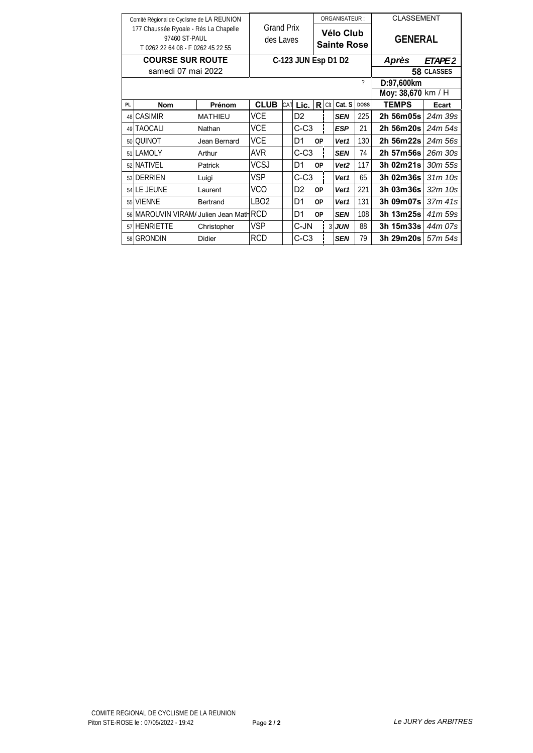| Comité Régional de Cyclisme de LA REUNION<br>177 Chaussée Ryoale - Rés La Chapelle<br>97460 ST-PAUL<br>T 0262 22 64 08 - F 0262 45 22 55 | | Grand Prix des Laves | | | ORGANISATEUR :<br>**Vélo Club Sainte Rose** | | | | | CLASSEMENT<br>**GENERAL** | |
|---|---|---|---|---|---|---|---|---|---|---|---|
| **COURSE SUR ROUTE** | | **C-123 JUN Esp D1 D2** | | | | | | | | ***Après*** | ***ETAPE 2*** |
| samedi 07 mai 2022 | | | | | | | | | | | **58** CLASSES |
| | | | | | | | | | ? | **D:97,600km** | |
| | | | | | | | | | | **Moy: 38,670** km / H | |
| **PL** | **Nom** | **Prénom** | **CLUB** | CAT | **Lic.** | **R** | Clt | **Cat. S** | **DOSS** | **TEMPS** | **Ecart** |
| 48 | CASIMIR | MATHIEU | VCE | | D2 | | | ***SEN*** | 225 | **2h 56m05s** | *24m 39s* |
| 49 | TAOCALI | Nathan | VCE | | C-C3 | | | ***ESP*** | 21 | **2h 56m20s** | *24m 54s* |
| 50 | QUINOT | Jean Bernard | VCE | | D1 | **OP** | | ***Vet1*** | 130 | **2h 56m22s** | *24m 56s* |
| 51 | LAMOLY | Arthur | AVR | | C-C3 | | | ***SEN*** | 74 | **2h 57m56s** | *26m 30s* |
| 52 | NATIVEL | Patrick | VCSJ | | D1 | **OP** | | ***Vet2*** | 117 | **3h 02m21s** | *30m 55s* |
| 53 | DERRIEN | Luigi | VSP | | C-C3 | | | ***Vet1*** | 65 | **3h 02m36s** | *31m 10s* |
| 54 | LE JEUNE | Laurent | VCO | | D2 | **OP** | | ***Vet1*** | 221 | **3h 03m36s** | *32m 10s* |
| 55 | VIENNE | Bertrand | LBO2 | | D1 | **OP** | | ***Vet1*** | 131 | **3h 09m07s** | *37m 41s* |
| 56 | MAROUVIN VIRAM/ | Julien Jean Math | RCD | | D1 | **OP** | | ***SEN*** | 108 | **3h 13m25s** | *41m 59s* |
| 57 | HENRIETTE | Christopher | VSP | | C-JN | | 3 | ***JUN*** | 88 | **3h 15m33s** | *44m 07s* |
| 58 | GRONDIN | Didier | RCD | | C-C3 | | | ***SEN*** | 79 | **3h 29m20s** | *57m 54s* |

COMITE REGIONAL DE CYCLISME DE LA REUNION
Piton STE-ROSE le : 07/05/2022 - 19:42

*Le JURY des ARBITRES*